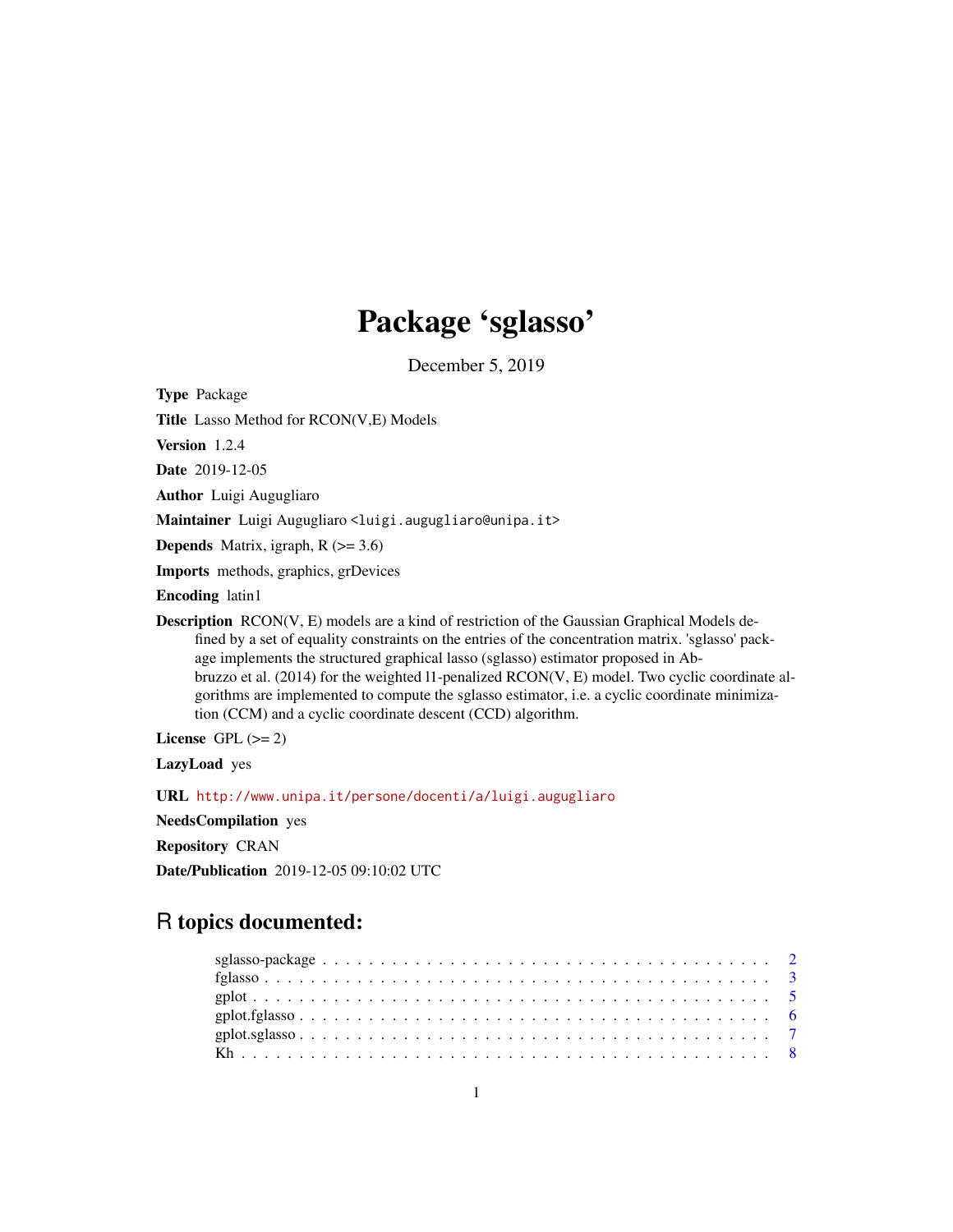# Package 'sglasso'

December 5, 2019

**Type** Package

**Title** Lasso Method for RCON(V,E) Models

**Version** 1.2.4

**Date** 2019-12-05

**Author** Luigi Augugliaro

**Maintainer** Luigi Augugliaro <luigi.augugliaro@unipa.it>

**Depends** Matrix, igraph, R (>= 3.6)

**Imports** methods, graphics, grDevices

**Encoding** latin1

**Description** RCON(V, E) models are a kind of restriction of the Gaussian Graphical Models defined by a set of equality constraints on the entries of the concentration matrix. 'sglasso' package implements the structured graphical lasso (sglasso) estimator proposed in Abbruzzo et al. (2014) for the weighted l1-penalized RCON(V, E) model. Two cyclic coordinate algorithms are implemented to compute the sglasso estimator, i.e. a cyclic coordinate minimization (CCM) and a cyclic coordinate descent (CCD) algorithm.

**License** GPL (>= 2)

**LazyLoad** yes

**URL** http://www.unipa.it/persone/docenti/a/luigi.augugliaro

**NeedsCompilation** yes

**Repository** CRAN

**Date/Publication** 2019-12-05 09:10:02 UTC

## R topics documented:

sglasso-package . . . . . . . . . . . . . . . . . . . . . . . . . . . . . . . . . . . . . 2
fglasso . . . . . . . . . . . . . . . . . . . . . . . . . . . . . . . . . . . . . . . . . . . 3
gplot . . . . . . . . . . . . . . . . . . . . . . . . . . . . . . . . . . . . . . . . . . . . 5
gplot.fglasso . . . . . . . . . . . . . . . . . . . . . . . . . . . . . . . . . . . . . . . 6
gplot.sglasso . . . . . . . . . . . . . . . . . . . . . . . . . . . . . . . . . . . . . . . 7
Kh . . . . . . . . . . . . . . . . . . . . . . . . . . . . . . . . . . . . . . . . . . . . . 8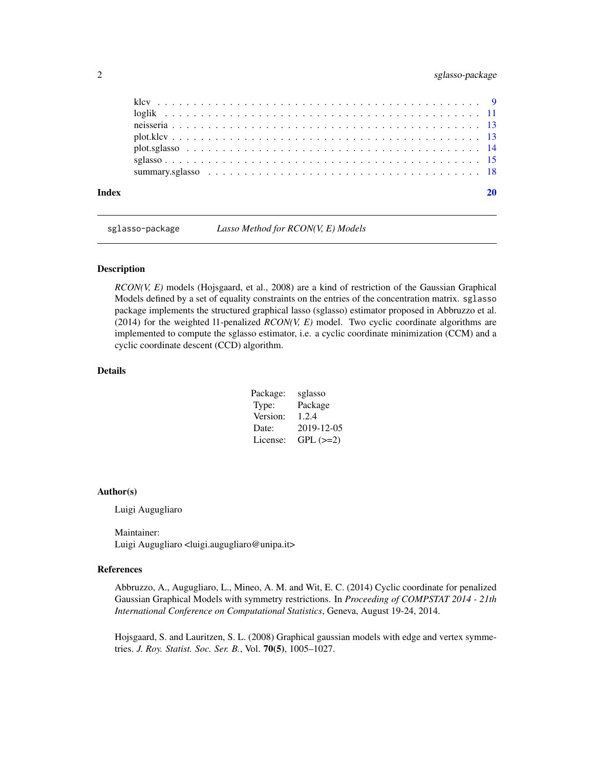klcv . . . . . . . . . . . . . . . . . . . . . . . . . . . . . . . . . . . . . . . . . . . 9
loglik . . . . . . . . . . . . . . . . . . . . . . . . . . . . . . . . . . . . . . . . . . 11
neisseria . . . . . . . . . . . . . . . . . . . . . . . . . . . . . . . . . . . . . . . . 13
plot.klcv . . . . . . . . . . . . . . . . . . . . . . . . . . . . . . . . . . . . . . . . 13
plot.sglasso . . . . . . . . . . . . . . . . . . . . . . . . . . . . . . . . . . . . . . 14
sglasso . . . . . . . . . . . . . . . . . . . . . . . . . . . . . . . . . . . . . . . . . 15
summary.sglasso . . . . . . . . . . . . . . . . . . . . . . . . . . . . . . . . . . . . 18

**Index** **20**

---

`sglasso-package` *Lasso Method for RCON(V, E) Models*

---

## Description

*RCON(V, E)* models (Hojsgaard, et al., 2008) are a kind of restriction of the Gaussian Graphical Models defined by a set of equality constraints on the entries of the concentration matrix. `sglasso` package implements the structured graphical lasso (sglasso) estimator proposed in Abbruzzo et al. (2014) for the weighted l1-penalized *RCON(V, E)* model. Two cyclic coordinate algorithms are implemented to compute the sglasso estimator, i.e. a cyclic coordinate minimization (CCM) and a cyclic coordinate descent (CCD) algorithm.

## Details

| | |
|---|---|
| Package: | sglasso |
| Type: | Package |
| Version: | 1.2.4 |
| Date: | 2019-12-05 |
| License: | GPL (>=2) |

## Author(s)

Luigi Augugliaro

Maintainer:
Luigi Augugliaro <luigi.augugliaro@unipa.it>

## References

Abbruzzo, A., Augugliaro, L., Mineo, A. M. and Wit, E. C. (2014) Cyclic coordinate for penalized Gaussian Graphical Models with symmetry restrictions. In *Proceeding of COMPSTAT 2014 - 21th International Conference on Computational Statistics*, Geneva, August 19-24, 2014.

Hojsgaard, S. and Lauritzen, S. L. (2008) Graphical gaussian models with edge and vertex symmetries. *J. Roy. Statist. Soc. Ser. B.*, Vol. **70(5)**, 1005–1027.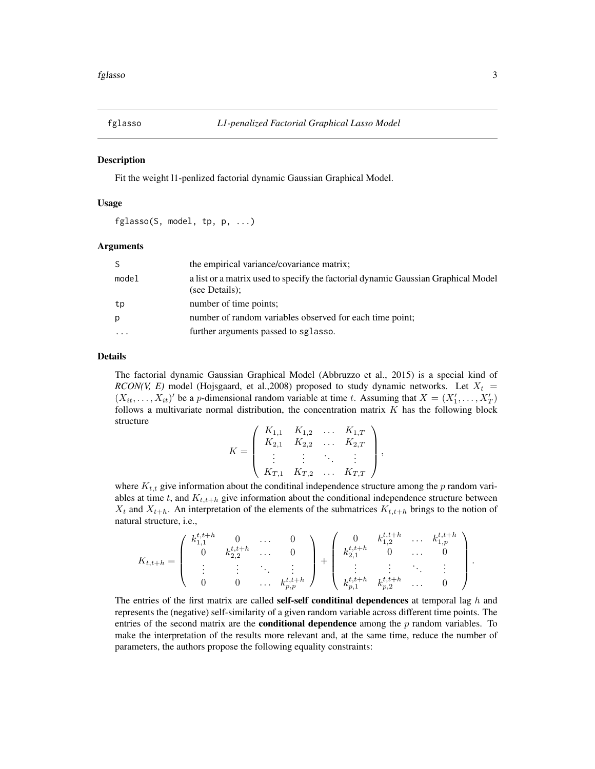## fglasso — L1-penalized Factorial Graphical Lasso Model

### Description

Fit the weight l1-penlized factorial dynamic Gaussian Graphical Model.

### Usage

```
fglasso(S, model, tp, p, ...)
```

### Arguments

| | |
|---|---|
| S | the empirical variance/covariance matrix; |
| model | a list or a matrix used to specify the factorial dynamic Gaussian Graphical Model (see Details); |
| tp | number of time points; |
| p | number of random variables observed for each time point; |
| ... | further arguments passed to sglasso. |

### Details

The factorial dynamic Gaussian Graphical Model (Abbruzzo et al., 2015) is a special kind of ***RCON(V, E)*** model (Hojsgaard, et al.,2008) proposed to study dynamic networks. Let $X_t = (X_{it}, \ldots, X_{it})'$ be a $p$-dimensional random variable at time $t$. Assuming that $X = (X_1', \ldots, X_T')$ follows a multivariate normal distribution, the concentration matrix $K$ has the following block structure

$$K = \left( \begin{array}{cccc} K_{1,1} & K_{1,2} & \ldots & K_{1,T} \\ K_{2,1} & K_{2,2} & \ldots & K_{2,T} \\ \vdots & \vdots & \ddots & \vdots \\ K_{T,1} & K_{T,2} & \ldots & K_{T,T} \end{array} \right),$$

where $K_{t,t}$ give information about the conditional independence structure among the $p$ random variables at time $t$, and $K_{t,t+h}$ give information about the conditional independence structure between $X_t$ and $X_{t+h}$. An interpretation of the elements of the submatrices $K_{t,t+h}$ brings to the notion of natural structure, i.e.,

$$K_{t,t+h} = \left( \begin{array}{cccc} k_{1,1}^{t,t+h} & 0 & \ldots & 0 \\ 0 & k_{2,2}^{t,t+h} & \ldots & 0 \\ \vdots & \vdots & \ddots & \vdots \\ 0 & 0 & \ldots & k_{p,p}^{t,t+h} \end{array} \right) + \left( \begin{array}{cccc} 0 & k_{1,2}^{t,t+h} & \ldots & k_{1,p}^{t,t+h} \\ k_{2,1}^{t,t+h} & 0 & \ldots & 0 \\ \vdots & \vdots & \ddots & \vdots \\ k_{p,1}^{t,t+h} & k_{p,2}^{t,t+h} & \ldots & 0 \end{array} \right).$$

The entries of the first matrix are called **self-self conditinal dependences** at temporal lag $h$ and represents the (negative) self-similarity of a given random variable across different time points. The entries of the second matrix are the **conditional dependence** among the $p$ random variables. To make the interpretation of the results more relevant and, at the same time, reduce the number of parameters, the authors propose the following equality constraints: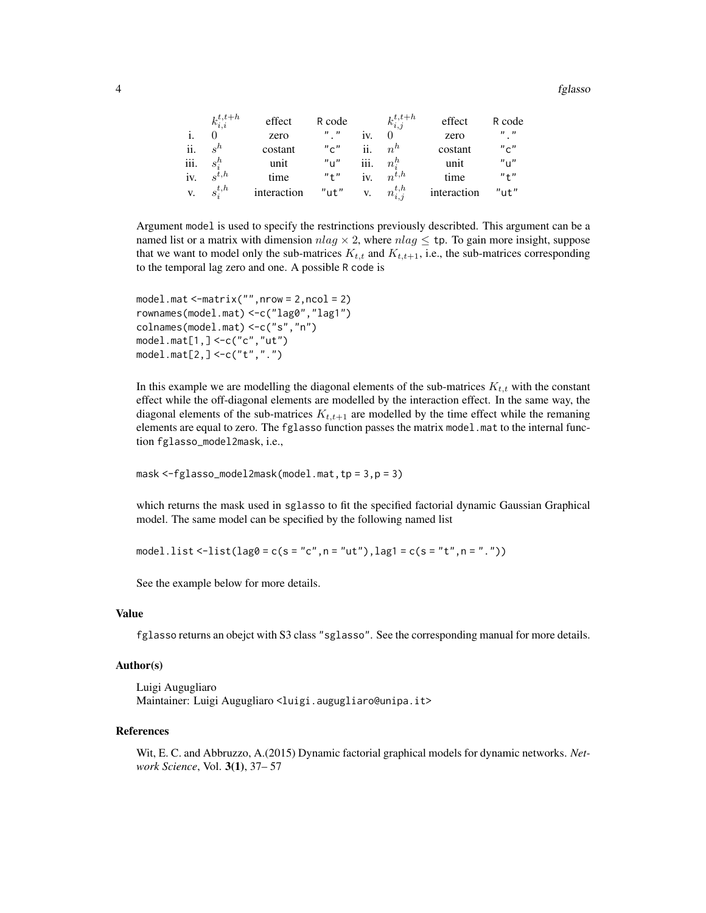|  | $k_{i,i}^{t,t+h}$ | effect | R code |  | $k_{i,j}^{t,t+h}$ | effect | R code |
|---|---|---|---|---|---|---|---|
| i. | $0$ | zero | "." | iv. | $0$ | zero | "." |
| ii. | $s^h$ | costant | "c" | ii. | $n^h$ | costant | "c" |
| iii. | $s_i^h$ | unit | "u" | iii. | $n_i^h$ | unit | "u" |
| iv. | $s^{t,h}$ | time | "t" | iv. | $n^{t,h}$ | time | "t" |
| v. | $s_i^{t,h}$ | interaction | "ut" | v. | $n_{i,j}^{t,h}$ | interaction | "ut" |

Argument `model` is used to specify the restrinctions previously describted. This argument can be a named list or a matrix with dimension $nlag \times 2$, where $nlag \leq$ `tp`. To gain more insight, suppose that we want to model only the sub-matrices $K_{t,t}$ and $K_{t,t+1}$, i.e., the sub-matrices corresponding to the temporal lag zero and one. A possible R code is

```
model.mat <-matrix("",nrow = 2,ncol = 2)
rownames(model.mat) <-c("lag0","lag1")
colnames(model.mat) <-c("s","n")
model.mat[1,] <-c("c","ut")
model.mat[2,] <-c("t",".")
```

In this example we are modelling the diagonal elements of the sub-matrices $K_{t,t}$ with the constant effect while the off-diagonal elements are modelled by the interaction effect. In the same way, the diagonal elements of the sub-matrices $K_{t,t+1}$ are modelled by the time effect while the remaning elements are equal to zero. The `fglasso` function passes the matrix `model.mat` to the internal function `fglasso_model2mask`, i.e.,

```
mask <-fglasso_model2mask(model.mat,tp = 3,p = 3)
```

which returns the mask used in `sglasso` to fit the specified factorial dynamic Gaussian Graphical model. The same model can be specified by the following named list

```
model.list <-list(lag0 = c(s = "c",n = "ut"),lag1 = c(s = "t",n = "."))
```

See the example below for more details.

### Value

`fglasso` returns an obejct with S3 class `"sglasso"`. See the corresponding manual for more details.

### Author(s)

Luigi Augugliaro
Maintainer: Luigi Augugliaro <luigi.augugliaro@unipa.it>

### References

Wit, E. C. and Abbruzzo, A.(2015) Dynamic factorial graphical models for dynamic networks. *Network Science*, Vol. **3(1)**, 37– 57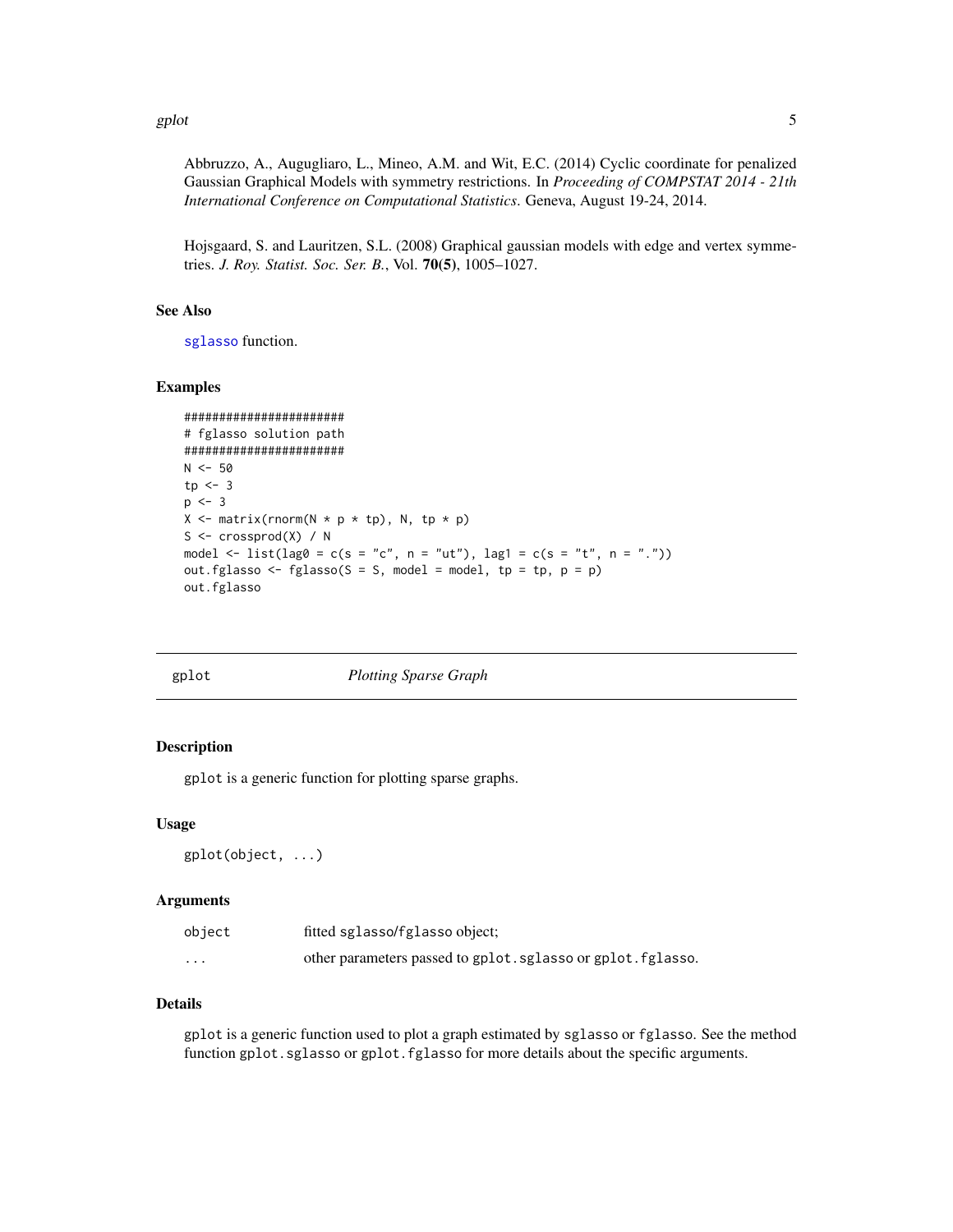Abbruzzo, A., Augugliaro, L., Mineo, A.M. and Wit, E.C. (2014) Cyclic coordinate for penalized Gaussian Graphical Models with symmetry restrictions. In *Proceeding of COMPSTAT 2014 - 21th International Conference on Computational Statistics*. Geneva, August 19-24, 2014.

Hojsgaard, S. and Lauritzen, S.L. (2008) Graphical gaussian models with edge and vertex symmetries. *J. Roy. Statist. Soc. Ser. B.*, Vol. **70(5)**, 1005–1027.

### See Also

`sglasso` function.

### Examples

```
#######################
# fglasso solution path
#######################
N <- 50
tp <- 3
p <- 3
X <- matrix(rnorm(N * p * tp), N, tp * p)
S <- crossprod(X) / N
model <- list(lag0 = c(s = "c", n = "ut"), lag1 = c(s = "t", n = "."))
out.fglasso <- fglasso(S = S, model = model, tp = tp, p = p)
out.fglasso
```

---

## gplot — *Plotting Sparse Graph*

### Description

`gplot` is a generic function for plotting sparse graphs.

### Usage

```
gplot(object, ...)
```

### Arguments

| | |
|---|---|
| `object` | fitted `sglasso`/`fglasso` object; |
| `...` | other parameters passed to `gplot.sglasso` or `gplot.fglasso`. |

### Details

`gplot` is a generic function used to plot a graph estimated by `sglasso` or `fglasso`. See the method function `gplot.sglasso` or `gplot.fglasso` for more details about the specific arguments.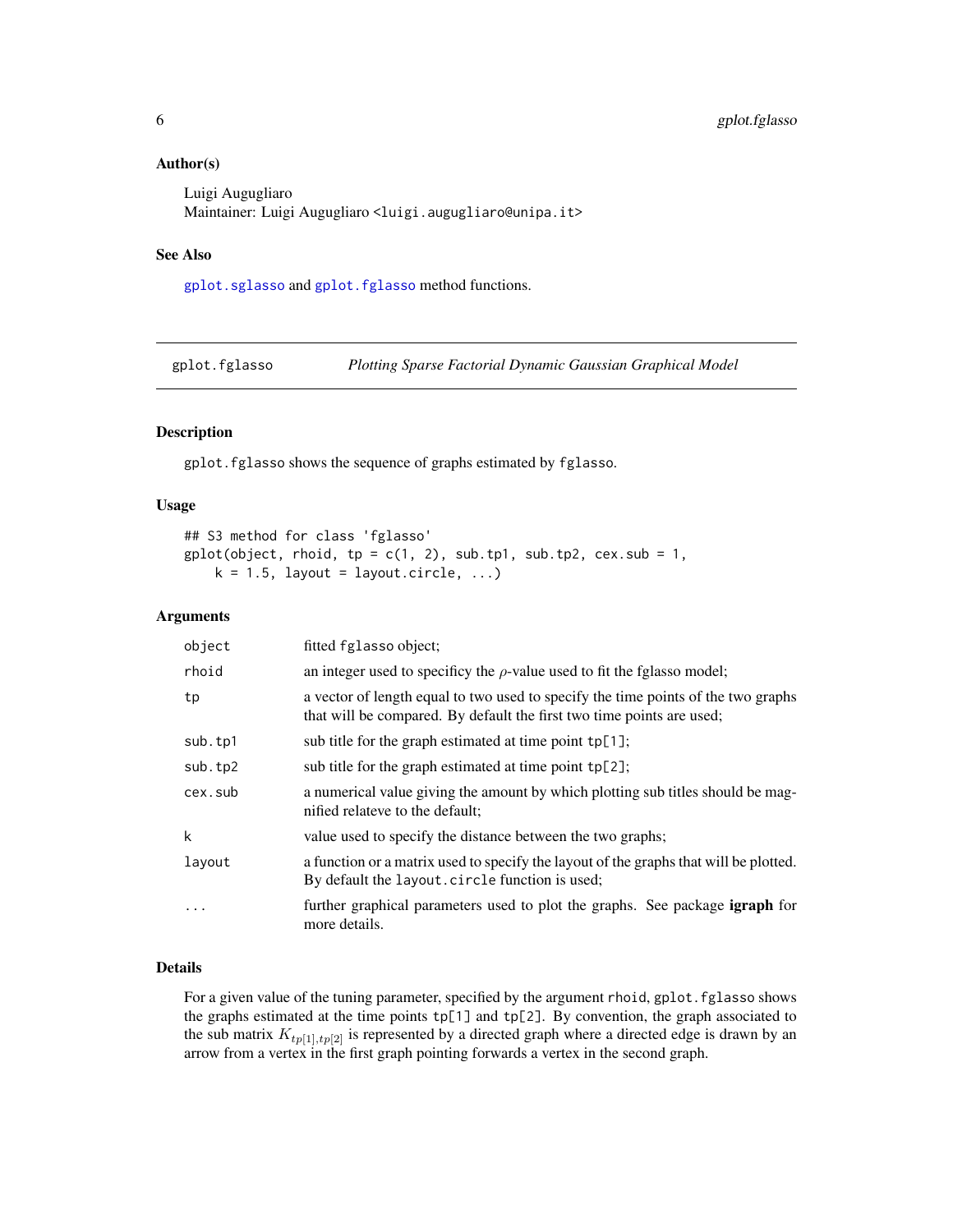### Author(s)

Luigi Augugliaro
Maintainer: Luigi Augugliaro <luigi.augugliaro@unipa.it>

### See Also

`gplot.sglasso` and `gplot.fglasso` method functions.

---

## gplot.fglasso — *Plotting Sparse Factorial Dynamic Gaussian Graphical Model*

---

### Description

`gplot.fglasso` shows the sequence of graphs estimated by `fglasso`.

### Usage

```
## S3 method for class 'fglasso'
gplot(object, rhoid, tp = c(1, 2), sub.tp1, sub.tp2, cex.sub = 1,
    k = 1.5, layout = layout.circle, ...)
```

### Arguments

| | |
|---|---|
| `object` | fitted `fglasso` object; |
| `rhoid` | an integer used to specificy the $\rho$-value used to fit the fglasso model; |
| `tp` | a vector of length equal to two used to specify the time points of the two graphs that will be compared. By default the first two time points are used; |
| `sub.tp1` | sub title for the graph estimated at time point `tp[1]`; |
| `sub.tp2` | sub title for the graph estimated at time point `tp[2]`; |
| `cex.sub` | a numerical value giving the amount by which plotting sub titles should be magnified relateve to the default; |
| `k` | value used to specify the distance between the two graphs; |
| `layout` | a function or a matrix used to specify the layout of the graphs that will be plotted. By default the `layout.circle` function is used; |
| `...` | further graphical parameters used to plot the graphs. See package **igraph** for more details. |

### Details

For a given value of the tuning parameter, specified by the argument `rhoid`, `gplot.fglasso` shows the graphs estimated at the time points `tp[1]` and `tp[2]`. By convention, the graph associated to the sub matrix $K_{tp[1],tp[2]}$ is represented by a directed graph where a directed edge is drawn by an arrow from a vertex in the first graph pointing forwards a vertex in the second graph.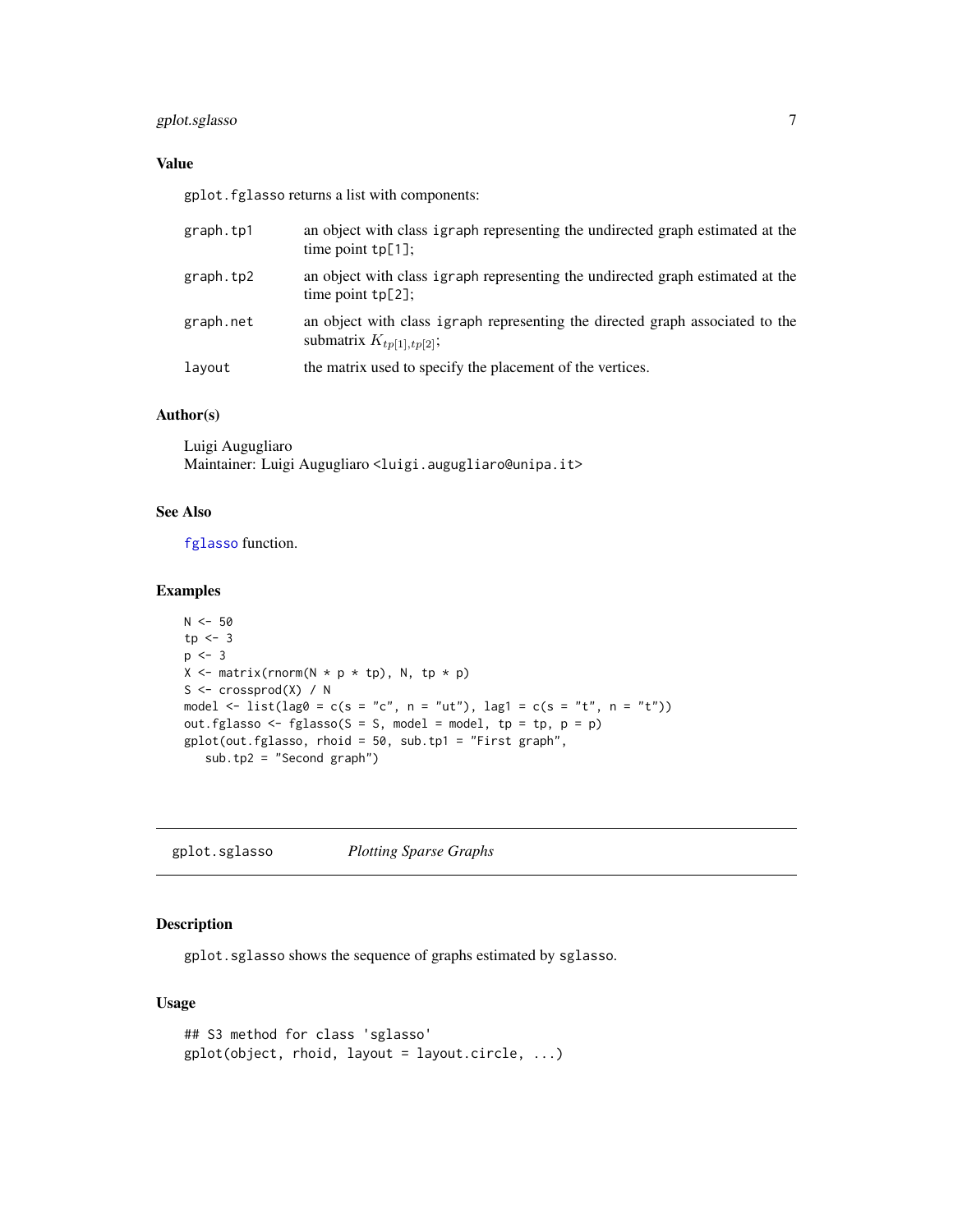### Value

`gplot.fglasso` returns a list with components:

| | |
|---|---|
| `graph.tp1` | an object with class `igraph` representing the undirected graph estimated at the time point `tp[1]`; |
| `graph.tp2` | an object with class `igraph` representing the undirected graph estimated at the time point `tp[2]`; |
| `graph.net` | an object with class `igraph` representing the directed graph associated to the submatrix $K_{tp[1],tp[2]}$; |
| `layout` | the matrix used to specify the placement of the vertices. |

### Author(s)

Luigi Augugliaro
Maintainer: Luigi Augugliaro <luigi.augugliaro@unipa.it>

### See Also

`fglasso` function.

### Examples

```
N <- 50
tp <- 3
p <- 3
X <- matrix(rnorm(N * p * tp), N, tp * p)
S <- crossprod(X) / N
model <- list(lag0 = c(s = "c", n = "ut"), lag1 = c(s = "t", n = "t"))
out.fglasso <- fglasso(S = S, model = model, tp = tp, p = p)
gplot(out.fglasso, rhoid = 50, sub.tp1 = "First graph",
   sub.tp2 = "Second graph")
```

---

## gplot.sglasso *Plotting Sparse Graphs*

### Description

`gplot.sglasso` shows the sequence of graphs estimated by `sglasso`.

### Usage

```
## S3 method for class 'sglasso'
gplot(object, rhoid, layout = layout.circle, ...)
```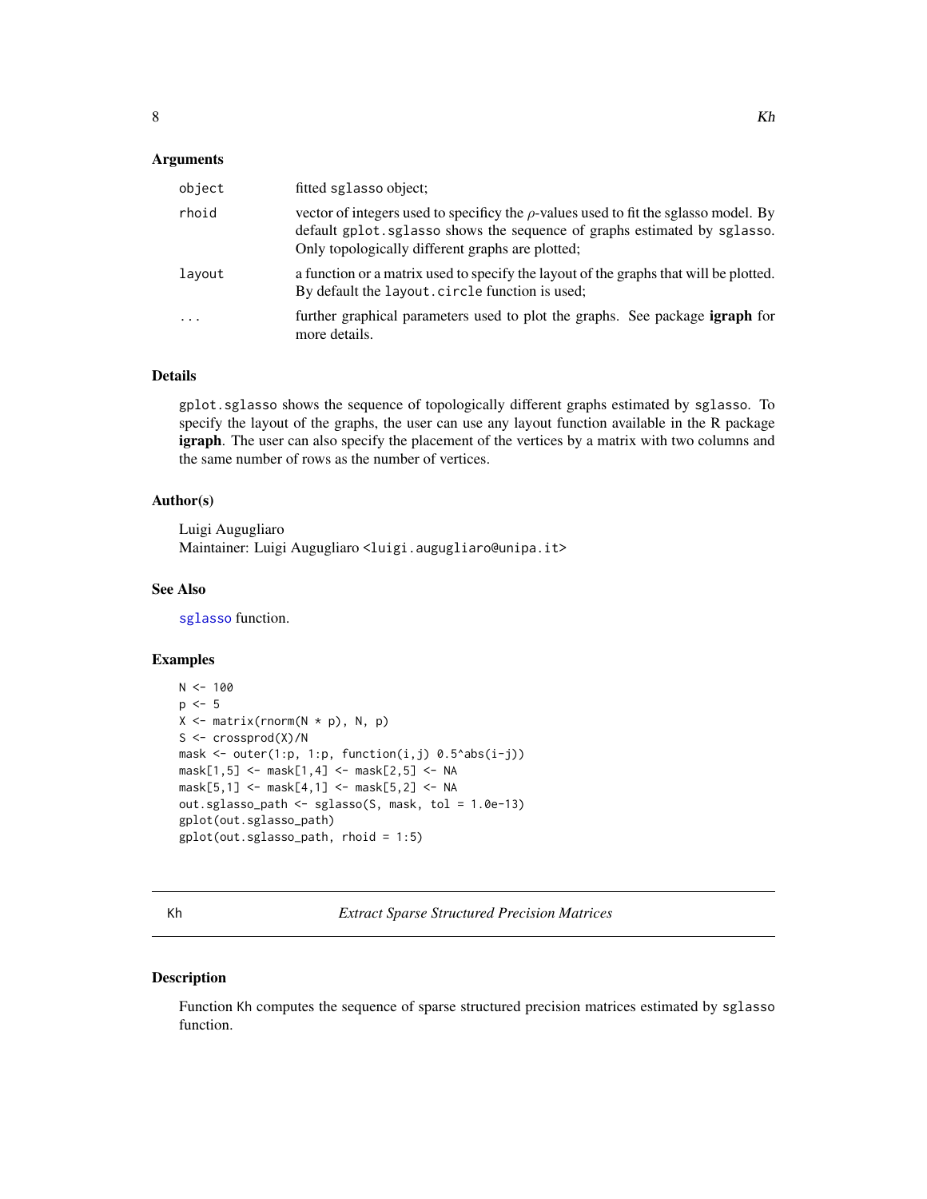### Arguments

| | |
|---|---|
| `object` | fitted `sglasso` object; |
| `rhoid` | vector of integers used to specificy the $\rho$-values used to fit the sglasso model. By default `gplot.sglasso` shows the sequence of graphs estimated by `sglasso`. Only topologically different graphs are plotted; |
| `layout` | a function or a matrix used to specify the layout of the graphs that will be plotted. By default the `layout.circle` function is used; |
| `...` | further graphical parameters used to plot the graphs. See package **igraph** for more details. |

### Details

`gplot.sglasso` shows the sequence of topologically different graphs estimated by `sglasso`. To specify the layout of the graphs, the user can use any layout function available in the R package **igraph**. The user can also specify the placement of the vertices by a matrix with two columns and the same number of rows as the number of vertices.

### Author(s)

Luigi Augugliaro
Maintainer: Luigi Augugliaro <luigi.augugliaro@unipa.it>

### See Also

`sglasso` function.

### Examples

```
N <- 100
p <- 5
X <- matrix(rnorm(N * p), N, p)
S <- crossprod(X)/N
mask <- outer(1:p, 1:p, function(i,j) 0.5^abs(i-j))
mask[1,5] <- mask[1,4] <- mask[2,5] <- NA
mask[5,1] <- mask[4,1] <- mask[5,2] <- NA
out.sglasso_path <- sglasso(S, mask, tol = 1.0e-13)
gplot(out.sglasso_path)
gplot(out.sglasso_path, rhoid = 1:5)
```

---

## Kh — *Extract Sparse Structured Precision Matrices*

### Description

Function `Kh` computes the sequence of sparse structured precision matrices estimated by `sglasso` function.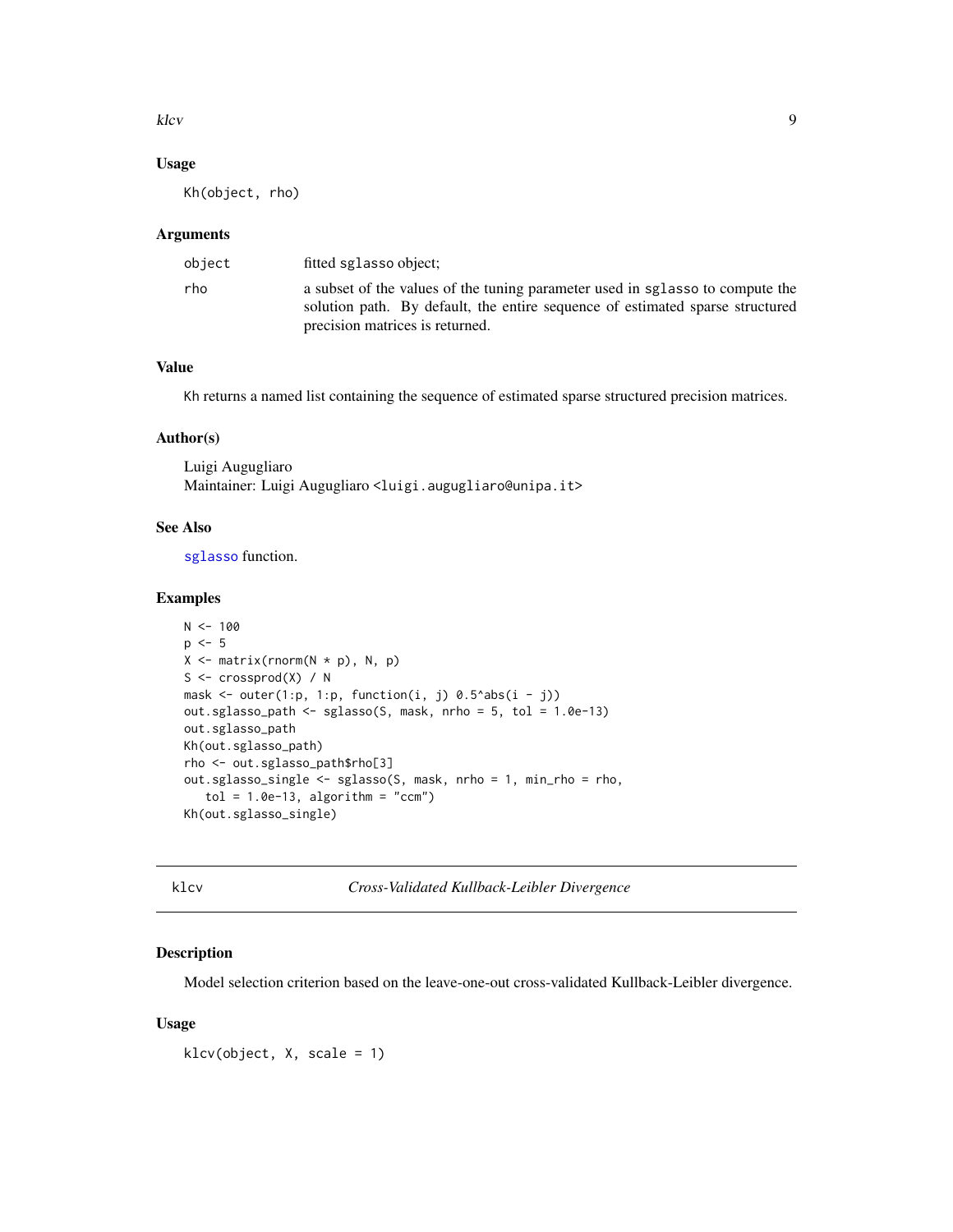## Usage

```
Kh(object, rho)
```

## Arguments

| | |
|---|---|
| object | fitted sglasso object; |
| rho | a subset of the values of the tuning parameter used in sglasso to compute the solution path. By default, the entire sequence of estimated sparse structured precision matrices is returned. |

## Value

Kh returns a named list containing the sequence of estimated sparse structured precision matrices.

## Author(s)

Luigi Augugliaro
Maintainer: Luigi Augugliaro <luigi.augugliaro@unipa.it>

## See Also

sglasso function.

## Examples

```
N <- 100
p <- 5
X <- matrix(rnorm(N * p), N, p)
S <- crossprod(X) / N
mask <- outer(1:p, 1:p, function(i, j) 0.5^abs(i - j))
out.sglasso_path <- sglasso(S, mask, nrho = 5, tol = 1.0e-13)
out.sglasso_path
Kh(out.sglasso_path)
rho <- out.sglasso_path$rho[3]
out.sglasso_single <- sglasso(S, mask, nrho = 1, min_rho = rho,
   tol = 1.0e-13, algorithm = "ccm")
Kh(out.sglasso_single)
```

---

# klcv — *Cross-Validated Kullback-Leibler Divergence*

## Description

Model selection criterion based on the leave-one-out cross-validated Kullback-Leibler divergence.

## Usage

```
klcv(object, X, scale = 1)
```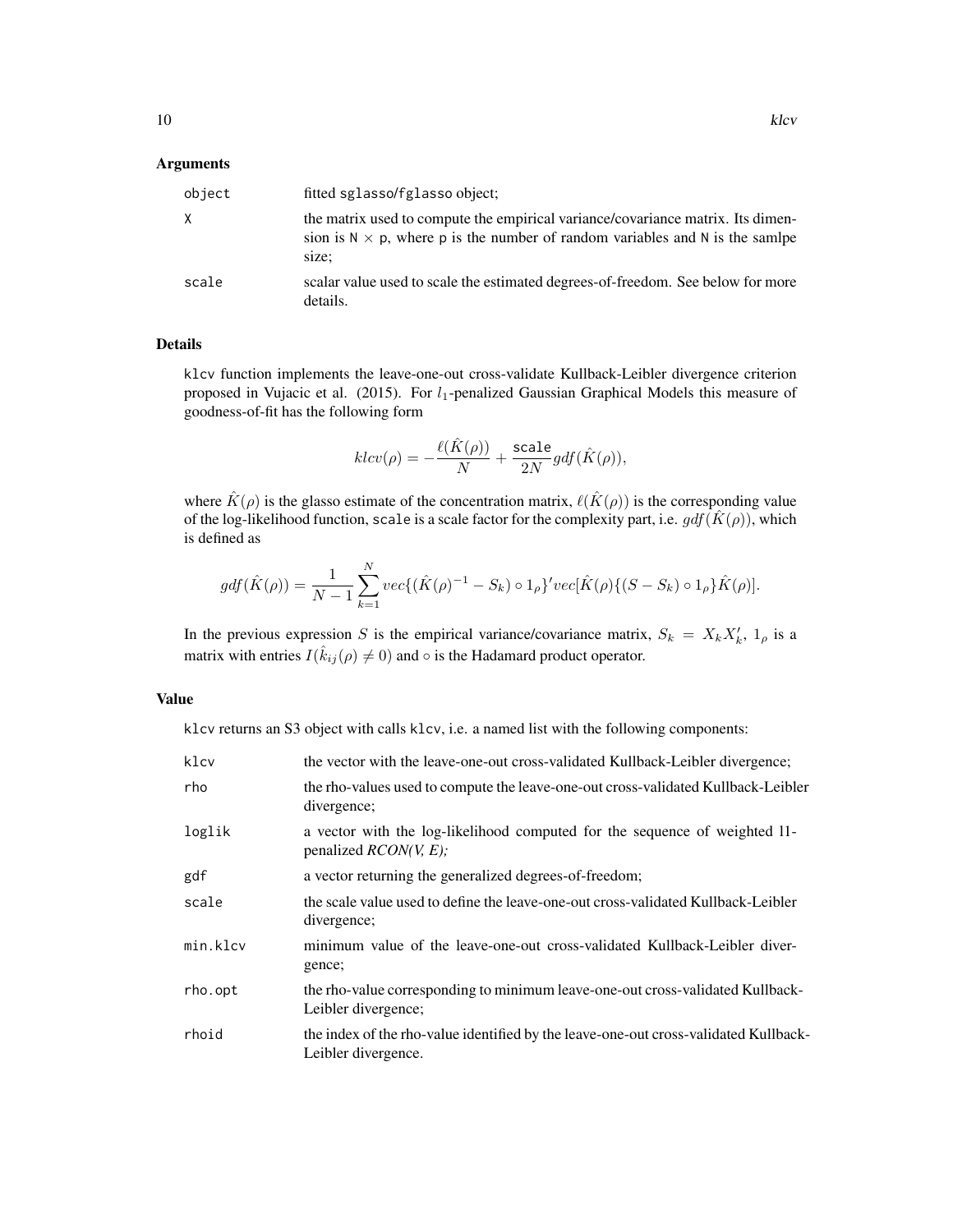## Arguments

| | |
|---|---|
| object | fitted sglasso/fglasso object; |
| X | the matrix used to compute the empirical variance/covariance matrix. Its dimension is N $\times$ p, where p is the number of random variables and N is the samlpe size; |
| scale | scalar value used to scale the estimated degrees-of-freedom. See below for more details. |

## Details

klcv function implements the leave-one-out cross-validate Kullback-Leibler divergence criterion proposed in Vujacic et al. (2015). For $l_1$-penalized Gaussian Graphical Models this measure of goodness-of-fit has the following form

$$klcv(\rho) = -\frac{\ell(\hat{K}(\rho))}{N} + \frac{\texttt{scale}}{2N} gdf(\hat{K}(\rho)),$$

where $\hat{K}(\rho)$ is the glasso estimate of the concentration matrix, $\ell(\hat{K}(\rho))$ is the corresponding value of the log-likelihood function, scale is a scale factor for the complexity part, i.e. $gdf(\hat{K}(\rho))$, which is defined as

$$gdf(\hat{K}(\rho)) = \frac{1}{N-1}\sum_{k=1}^{N} vec\{(\hat{K}(\rho)^{-1} - S_k) \circ 1_\rho\}' vec[\hat{K}(\rho)\{(S - S_k) \circ 1_\rho\}\hat{K}(\rho)].$$

In the previous expression $S$ is the empirical variance/covariance matrix, $S_k = X_k X_k'$, $1_\rho$ is a matrix with entries $I(\hat{k}_{ij}(\rho) \neq 0)$ and $\circ$ is the Hadamard product operator.

## Value

klcv returns an S3 object with calls klcv, i.e. a named list with the following components:

| | |
|---|---|
| klcv | the vector with the leave-one-out cross-validated Kullback-Leibler divergence; |
| rho | the rho-values used to compute the leave-one-out cross-validated Kullback-Leibler divergence; |
| loglik | a vector with the log-likelihood computed for the sequence of weighted l1-penalized *RCON(V, E);* |
| gdf | a vector returning the generalized degrees-of-freedom; |
| scale | the scale value used to define the leave-one-out cross-validated Kullback-Leibler divergence; |
| min.klcv | minimum value of the leave-one-out cross-validated Kullback-Leibler divergence; |
| rho.opt | the rho-value corresponding to minimum leave-one-out cross-validated Kullback-Leibler divergence; |
| rhoid | the index of the rho-value identified by the leave-one-out cross-validated Kullback-Leibler divergence. |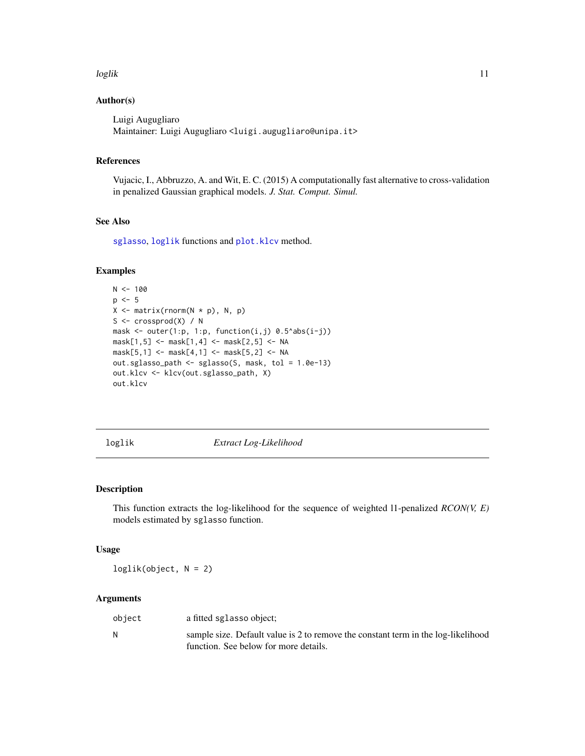### Author(s)

Luigi Augugliaro
Maintainer: Luigi Augugliaro <luigi.augugliaro@unipa.it>

### References

Vujacic, I., Abbruzzo, A. and Wit, E. C. (2015) A computationally fast alternative to cross-validation in penalized Gaussian graphical models. *J. Stat. Comput. Simul.*

### See Also

`sglasso`, `loglik` functions and `plot.klcv` method.

### Examples

```
N <- 100
p <- 5
X <- matrix(rnorm(N * p), N, p)
S <- crossprod(X) / N
mask <- outer(1:p, 1:p, function(i,j) 0.5^abs(i-j))
mask[1,5] <- mask[1,4] <- mask[2,5] <- NA
mask[5,1] <- mask[4,1] <- mask[5,2] <- NA
out.sglasso_path <- sglasso(S, mask, tol = 1.0e-13)
out.klcv <- klcv(out.sglasso_path, X)
out.klcv
```

---

## loglik — *Extract Log-Likelihood*

---

### Description

This function extracts the log-likelihood for the sequence of weighted l1-penalized *RCON(V, E)* models estimated by `sglasso` function.

### Usage

```
loglik(object, N = 2)
```

### Arguments

| | |
|---|---|
| `object` | a fitted `sglasso` object; |
| `N` | sample size. Default value is 2 to remove the constant term in the log-likelihood function. See below for more details. |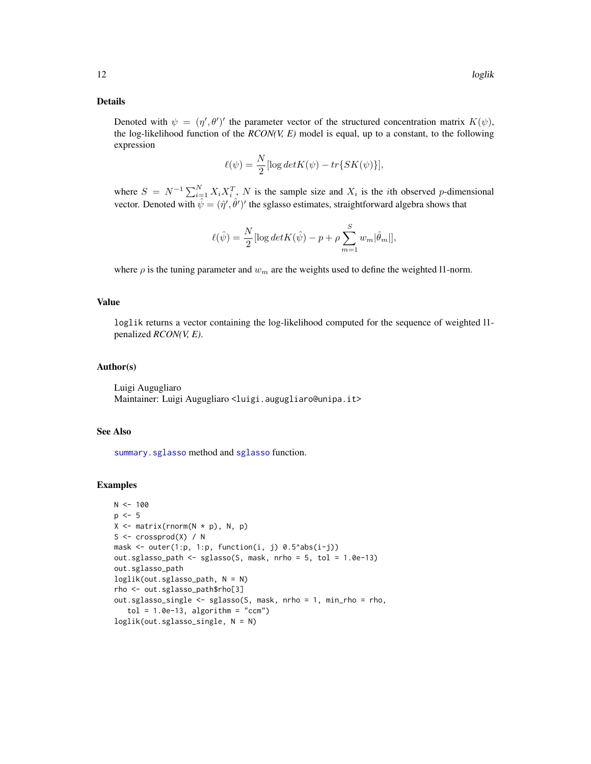### Details

Denoted with $\psi = (\eta', \theta')'$ the parameter vector of the structured concentration matrix $K(\psi)$, the log-likelihood function of the *RCON(V, E)* model is equal, up to a constant, to the following expression

$$\ell(\psi) = \frac{N}{2}[\log det K(\psi) - tr\{SK(\psi)\}],$$

where $S = N^{-1}\sum_{i=1}^{N} X_i X_i^T$, $N$ is the sample size and $X_i$ is the $i$th observed $p$-dimensional vector. Denoted with $\hat{\psi} = (\hat{\eta}', \hat{\theta}')'$ the sglasso estimates, straightforward algebra shows that

$$\ell(\hat{\psi}) = \frac{N}{2}[\log det K(\hat{\psi}) - p + \rho \sum_{m=1}^{S} w_m |\hat{\theta}_m|],$$

where $\rho$ is the tuning parameter and $w_m$ are the weights used to define the weighted l1-norm.

### Value

`loglik` returns a vector containing the log-likelihood computed for the sequence of weighted l1-penalized *RCON(V, E)*.

### Author(s)

Luigi Augugliaro
Maintainer: Luigi Augugliaro <luigi.augugliaro@unipa.it>

### See Also

`summary.sglasso` method and `sglasso` function.

### Examples

```
N <- 100
p <- 5
X <- matrix(rnorm(N * p), N, p)
S <- crossprod(X) / N
mask <- outer(1:p, 1:p, function(i, j) 0.5^abs(i-j))
out.sglasso_path <- sglasso(S, mask, nrho = 5, tol = 1.0e-13)
out.sglasso_path
loglik(out.sglasso_path, N = N)
rho <- out.sglasso_path$rho[3]
out.sglasso_single <- sglasso(S, mask, nrho = 1, min_rho = rho,
   tol = 1.0e-13, algorithm = "ccm")
loglik(out.sglasso_single, N = N)
```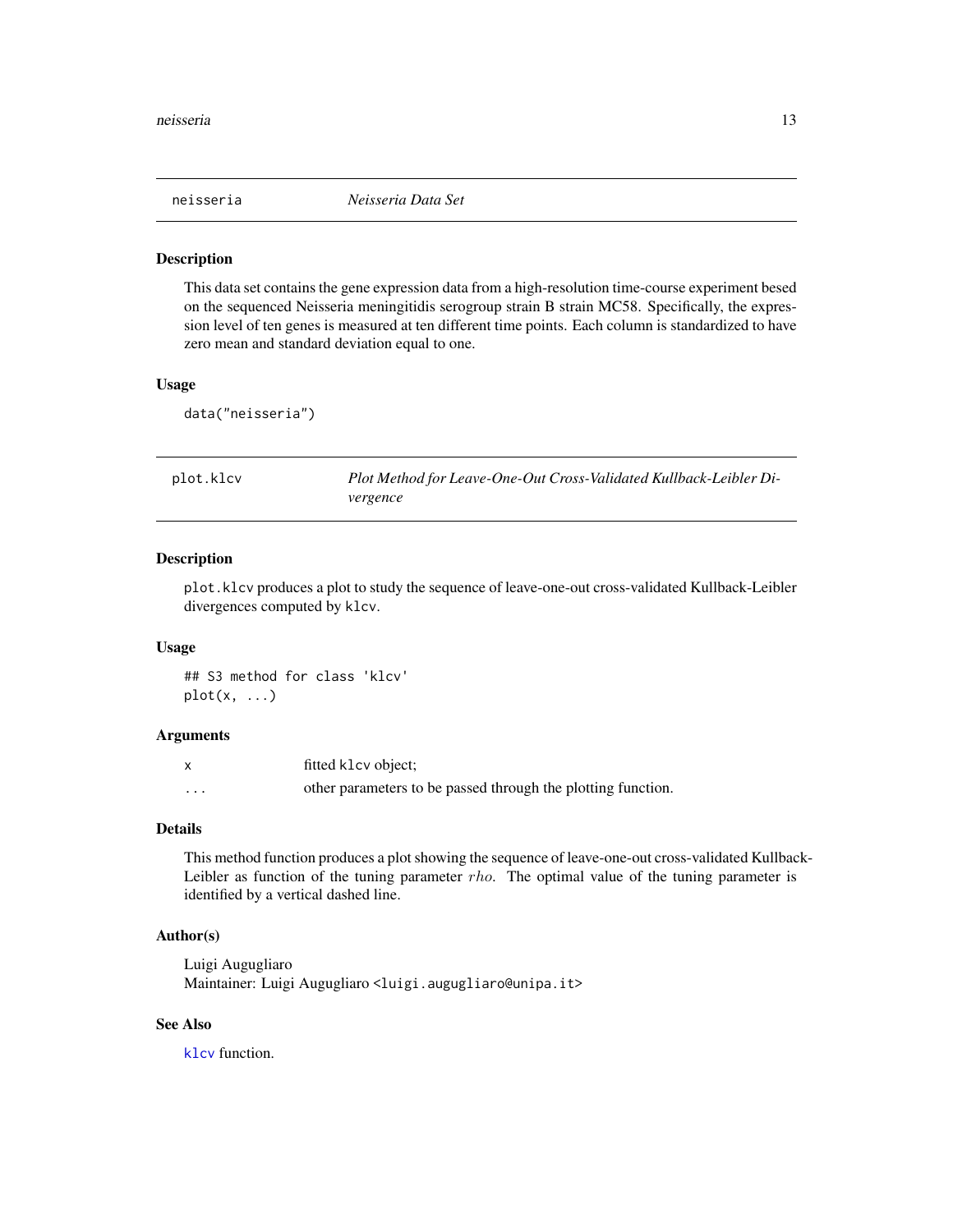## neisseria — *Neisseria Data Set*

### Description

This data set contains the gene expression data from a high-resolution time-course experiment besed on the sequenced Neisseria meningitidis serogroup strain B strain MC58. Specifically, the expression level of ten genes is measured at ten different time points. Each column is standardized to have zero mean and standard deviation equal to one.

### Usage

```
data("neisseria")
```

## plot.klcv — *Plot Method for Leave-One-Out Cross-Validated Kullback-Leibler Divergence*

### Description

`plot.klcv` produces a plot to study the sequence of leave-one-out cross-validated Kullback-Leibler divergences computed by `klcv`.

### Usage

```
## S3 method for class 'klcv'
plot(x, ...)
```

### Arguments

| | |
|---|---|
| `x` | fitted `klcv` object; |
| `...` | other parameters to be passed through the plotting function. |

### Details

This method function produces a plot showing the sequence of leave-one-out cross-validated Kullback-Leibler as function of the tuning parameter $rho$. The optimal value of the tuning parameter is identified by a vertical dashed line.

### Author(s)

Luigi Augugliaro
Maintainer: Luigi Augugliaro <luigi.augugliaro@unipa.it>

### See Also

`klcv` function.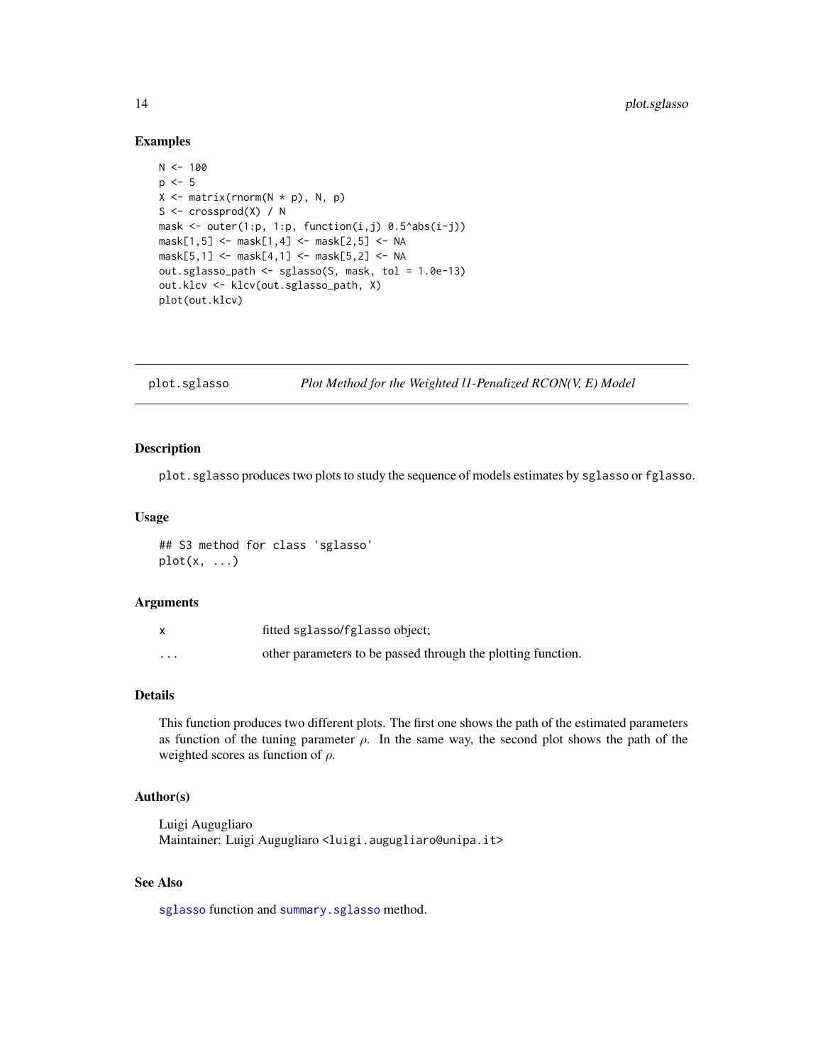## Examples

```
N <- 100
p <- 5
X <- matrix(rnorm(N * p), N, p)
S <- crossprod(X) / N
mask <- outer(1:p, 1:p, function(i,j) 0.5^abs(i-j))
mask[1,5] <- mask[1,4] <- mask[2,5] <- NA
mask[5,1] <- mask[4,1] <- mask[5,2] <- NA
out.sglasso_path <- sglasso(S, mask, tol = 1.0e-13)
out.klcv <- klcv(out.sglasso_path, X)
plot(out.klcv)
```

---

# plot.sglasso *Plot Method for the Weighted l1-Penalized RCON(V, E) Model*

---

## Description

`plot.sglasso` produces two plots to study the sequence of models estimates by `sglasso` or `fglasso`.

## Usage

```
## S3 method for class 'sglasso'
plot(x, ...)
```

## Arguments

| | |
|---|---|
| `x` | fitted `sglasso`/`fglasso` object; |
| `...` | other parameters to be passed through the plotting function. |

## Details

This function produces two different plots. The first one shows the path of the estimated parameters as function of the tuning parameter $\rho$. In the same way, the second plot shows the path of the weighted scores as function of $\rho$.

## Author(s)

Luigi Augugliaro
Maintainer: Luigi Augugliaro <luigi.augugliaro@unipa.it>

## See Also

`sglasso` function and `summary.sglasso` method.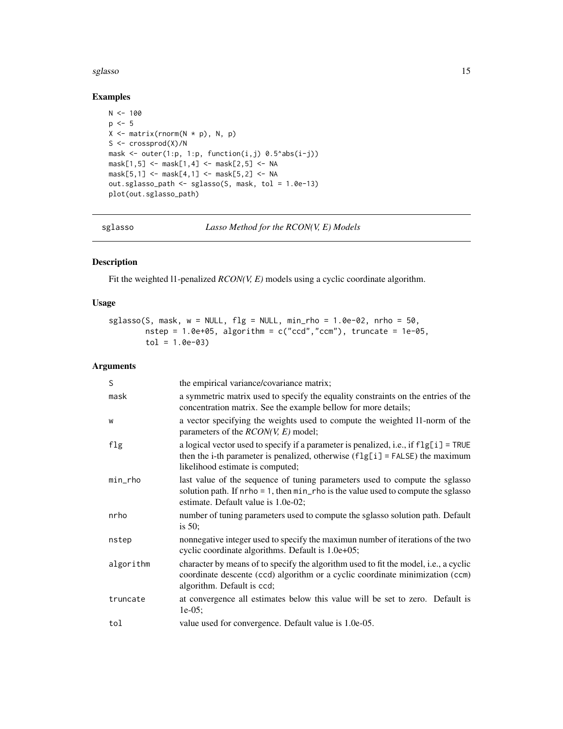## Examples

```
N <- 100
p <- 5
X <- matrix(rnorm(N * p), N, p)
S <- crossprod(X)/N
mask <- outer(1:p, 1:p, function(i,j) 0.5^abs(i-j))
mask[1,5] <- mask[1,4] <- mask[2,5] <- NA
mask[5,1] <- mask[4,1] <- mask[5,2] <- NA
out.sglasso_path <- sglasso(S, mask, tol = 1.0e-13)
plot(out.sglasso_path)
```

---

sglasso *Lasso Method for the RCON(V, E) Models*

---

## Description

Fit the weighted l1-penalized *RCON(V, E)* models using a cyclic coordinate algorithm.

## Usage

```
sglasso(S, mask, w = NULL, flg = NULL, min_rho = 1.0e-02, nrho = 50,
        nstep = 1.0e+05, algorithm = c("ccd","ccm"), truncate = 1e-05,
        tol = 1.0e-03)
```

## Arguments

| | |
|---|---|
| S | the empirical variance/covariance matrix; |
| mask | a symmetric matrix used to specify the equality constraints on the entries of the concentration matrix. See the example bellow for more details; |
| w | a vector specifying the weights used to compute the weighted l1-norm of the parameters of the *RCON(V, E)* model; |
| flg | a logical vector used to specify if a parameter is penalized, i.e., if `flg[i] = TRUE` then the i-th parameter is penalized, otherwise (`flg[i] = FALSE`) the maximum likelihood estimate is computed; |
| min_rho | last value of the sequence of tuning parameters used to compute the sglasso solution path. If `nrho = 1`, then `min_rho` is the value used to compute the sglasso estimate. Default value is 1.0e-02; |
| nrho | number of tuning parameters used to compute the sglasso solution path. Default is 50; |
| nstep | nonnegative integer used to specify the maximun number of iterations of the two cyclic coordinate algorithms. Default is 1.0e+05; |
| algorithm | character by means of to specify the algorithm used to fit the model, i.e., a cyclic coordinate descente (`ccd`) algorithm or a cyclic coordinate minimization (`ccm`) algorithm. Default is `ccd`; |
| truncate | at convergence all estimates below this value will be set to zero. Default is 1e-05; |
| tol | value used for convergence. Default value is 1.0e-05. |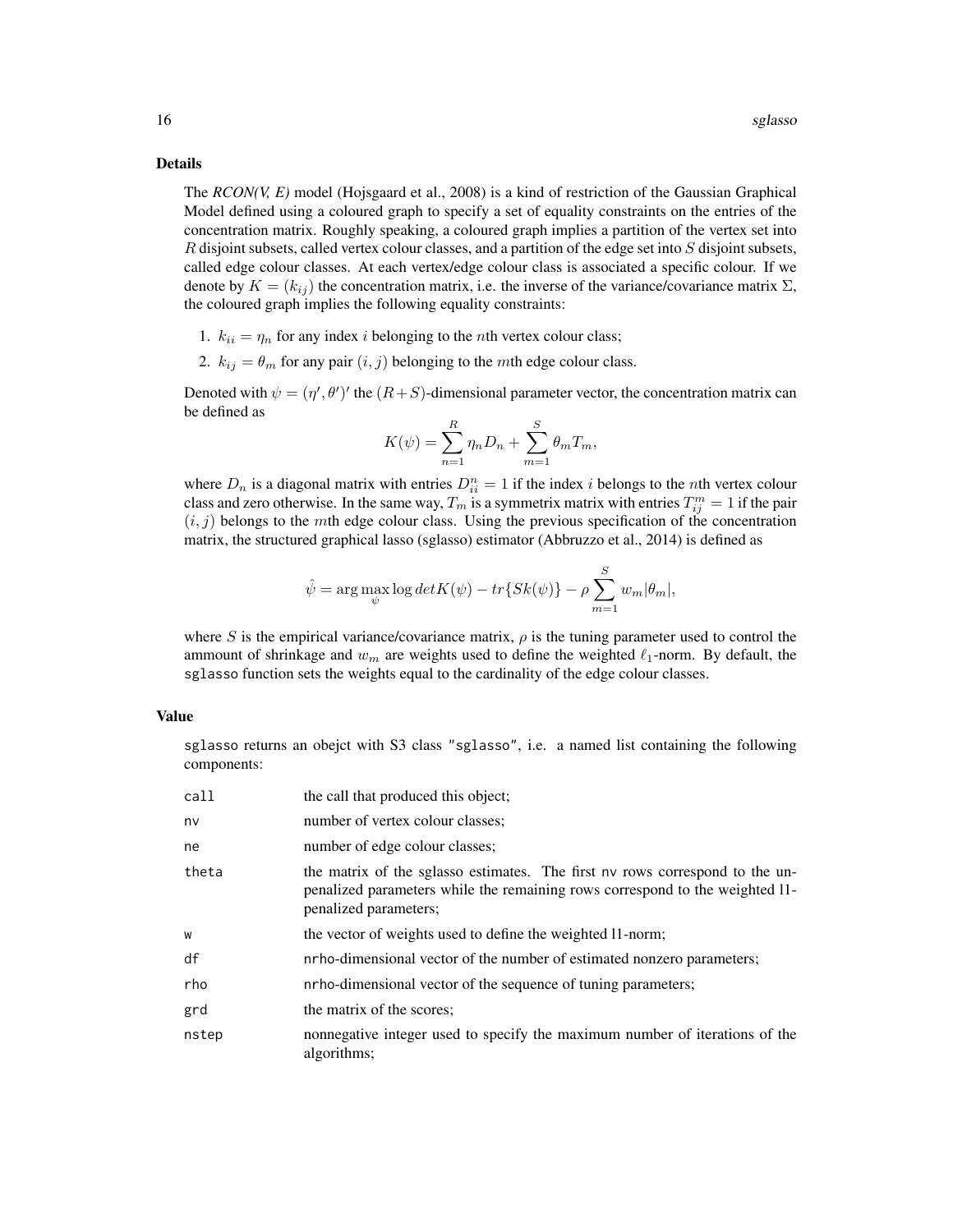### Details

The *RCON(V, E)* model (Hojsgaard et al., 2008) is a kind of restriction of the Gaussian Graphical Model defined using a coloured graph to specify a set of equality constraints on the entries of the concentration matrix. Roughly speaking, a coloured graph implies a partition of the vertex set into $R$ disjoint subsets, called vertex colour classes, and a partition of the edge set into $S$ disjoint subsets, called edge colour classes. At each vertex/edge colour class is associated a specific colour. If we denote by $K = (k_{ij})$ the concentration matrix, i.e. the inverse of the variance/covariance matrix $\Sigma$, the coloured graph implies the following equality constraints:

1. $k_{ii} = \eta_n$ for any index $i$ belonging to the $n$th vertex colour class;
2. $k_{ij} = \theta_m$ for any pair $(i, j)$ belonging to the $m$th edge colour class.

Denoted with $\psi = (\eta', \theta')'$ the $(R+S)$-dimensional parameter vector, the concentration matrix can be defined as

$$K(\psi) = \sum_{n=1}^{R} \eta_n D_n + \sum_{m=1}^{S} \theta_m T_m,$$

where $D_n$ is a diagonal matrix with entries $D_{ii}^n = 1$ if the index $i$ belongs to the $n$th vertex colour class and zero otherwise. In the same way, $T_m$ is a symmetrix matrix with entries $T_{ij}^m = 1$ if the pair $(i, j)$ belongs to the $m$th edge colour class. Using the previous specification of the concentration matrix, the structured graphical lasso (sglasso) estimator (Abbruzzo et al., 2014) is defined as

$$\hat{\psi} = \arg\max_{\psi} \log det K(\psi) - tr\{Sk(\psi)\} - \rho \sum_{m=1}^{S} w_m |\theta_m|,$$

where $S$ is the empirical variance/covariance matrix, $\rho$ is the tuning parameter used to control the ammount of shrinkage and $w_m$ are weights used to define the weighted $\ell_1$-norm. By default, the `sglasso` function sets the weights equal to the cardinality of the edge colour classes.

### Value

`sglasso` returns an obejct with S3 class `"sglasso"`, i.e. a named list containing the following components:

| | |
|---|---|
| `call` | the call that produced this object; |
| `nv` | number of vertex colour classes; |
| `ne` | number of edge colour classes; |
| `theta` | the matrix of the sglasso estimates. The first `nv` rows correspond to the unpenalized parameters while the remaining rows correspond to the weighted l1-penalized parameters; |
| `w` | the vector of weights used to define the weighted l1-norm; |
| `df` | `nrho`-dimensional vector of the number of estimated nonzero parameters; |
| `rho` | `nrho`-dimensional vector of the sequence of tuning parameters; |
| `grd` | the matrix of the scores; |
| `nstep` | nonnegative integer used to specify the maximum number of iterations of the algorithms; |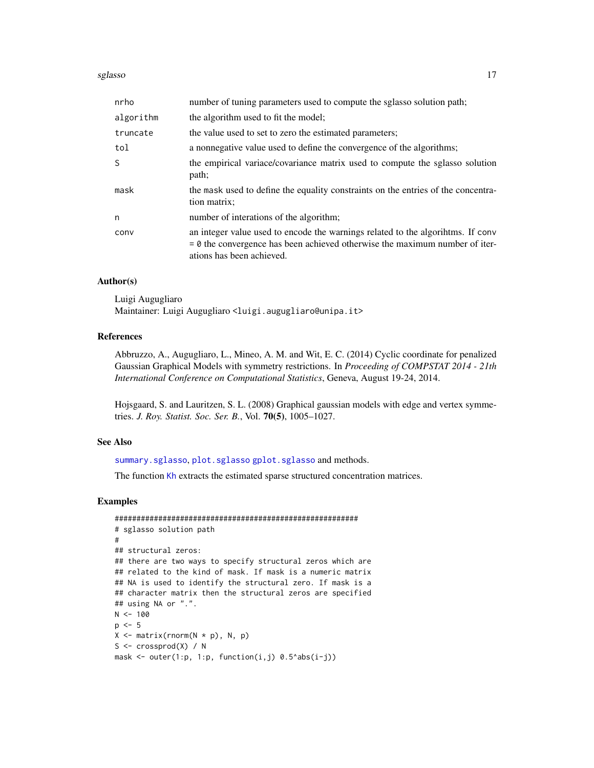| | |
|---|---|
| nrho | number of tuning parameters used to compute the sglasso solution path; |
| algorithm | the algorithm used to fit the model; |
| truncate | the value used to set to zero the estimated parameters; |
| tol | a nonnegative value used to define the convergence of the algorithms; |
| S | the empirical variace/covariance matrix used to compute the sglasso solution path; |
| mask | the mask used to define the equality constraints on the entries of the concentration matrix; |
| n | number of interations of the algorithm; |
| conv | an integer value used to encode the warnings related to the algorihtms. If conv = 0 the convergence has been achieved otherwise the maximum number of iterations has been achieved. |

## Author(s)

Luigi Augugliaro
Maintainer: Luigi Augugliaro <luigi.augugliaro@unipa.it>

## References

Abbruzzo, A., Augugliaro, L., Mineo, A. M. and Wit, E. C. (2014) Cyclic coordinate for penalized Gaussian Graphical Models with symmetry restrictions. In *Proceeding of COMPSTAT 2014 - 21th International Conference on Computational Statistics*, Geneva, August 19-24, 2014.

Hojsgaard, S. and Lauritzen, S. L. (2008) Graphical gaussian models with edge and vertex symmetries. *J. Roy. Statist. Soc. Ser. B.*, Vol. **70(5)**, 1005–1027.

## See Also

summary.sglasso, plot.sglasso gplot.sglasso and methods.

The function Kh extracts the estimated sparse structured concentration matrices.

## Examples

```
#########################################################
# sglasso solution path
#
## structural zeros:
## there are two ways to specify structural zeros which are
## related to the kind of mask. If mask is a numeric matrix
## NA is used to identify the structural zero. If mask is a
## character matrix then the structural zeros are specified
## using NA or ".".
N <- 100
p <- 5
X <- matrix(rnorm(N * p), N, p)
S <- crossprod(X) / N
mask <- outer(1:p, 1:p, function(i,j) 0.5^abs(i-j))
```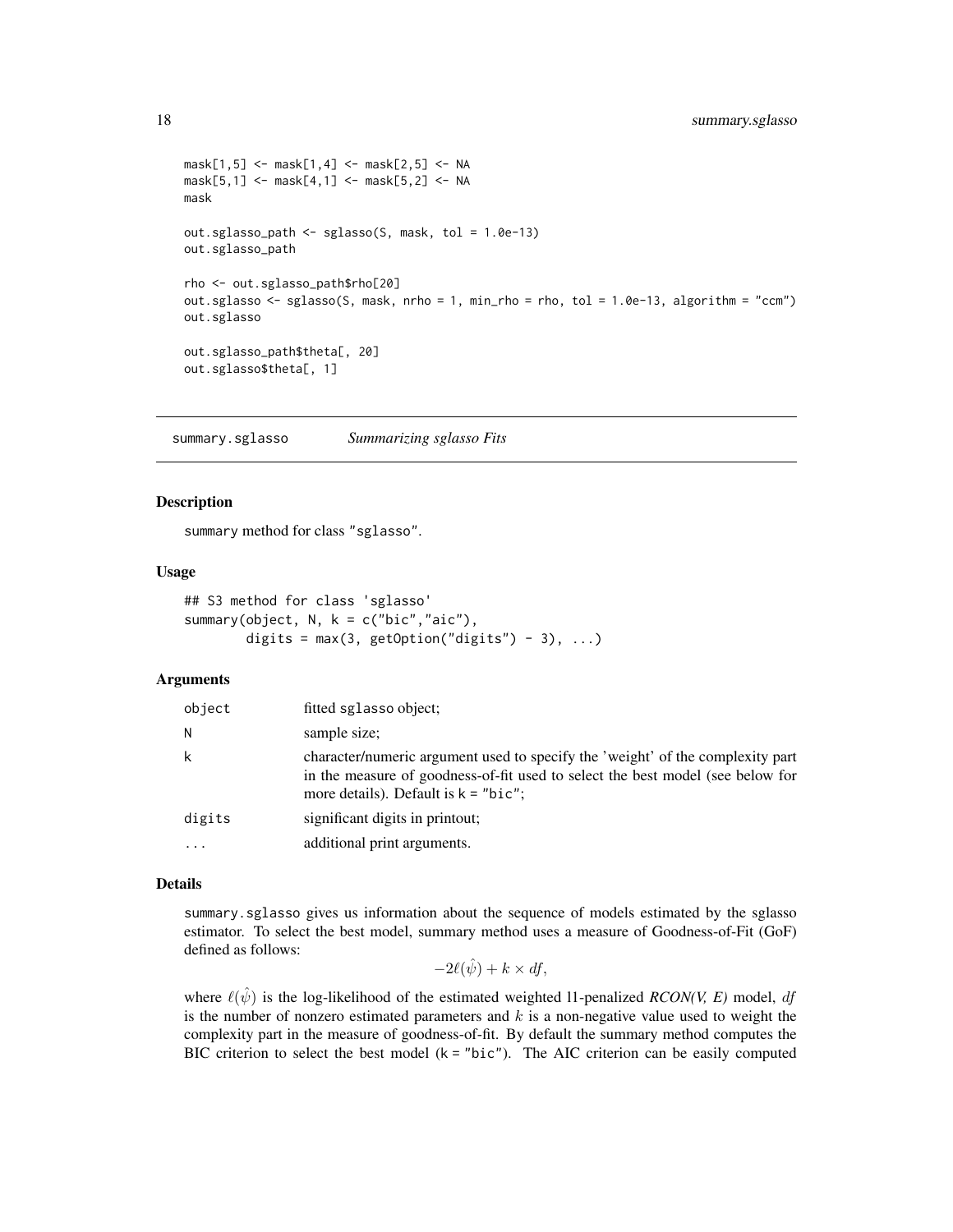```
mask[1,5] <- mask[1,4] <- mask[2,5] <- NA
mask[5,1] <- mask[4,1] <- mask[5,2] <- NA
mask

out.sglasso_path <- sglasso(S, mask, tol = 1.0e-13)
out.sglasso_path

rho <- out.sglasso_path$rho[20]
out.sglasso <- sglasso(S, mask, nrho = 1, min_rho = rho, tol = 1.0e-13, algorithm = "ccm")
out.sglasso

out.sglasso_path$theta[, 20]
out.sglasso$theta[, 1]
```

## summary.sglasso *Summarizing sglasso Fits*

### Description

summary method for class "sglasso".

### Usage

```
## S3 method for class 'sglasso'
summary(object, N, k = c("bic","aic"),
        digits = max(3, getOption("digits") - 3), ...)
```

### Arguments

| | |
|---|---|
| object | fitted sglasso object; |
| N | sample size; |
| k | character/numeric argument used to specify the 'weight' of the complexity part in the measure of goodness-of-fit used to select the best model (see below for more details). Default is k = "bic"; |
| digits | significant digits in printout; |
| ... | additional print arguments. |

### Details

summary.sglasso gives us information about the sequence of models estimated by the sglasso estimator. To select the best model, summary method uses a measure of Goodness-of-Fit (GoF) defined as follows:

$$-2\ell(\hat{\psi}) + k \times df,$$

where $\ell(\hat{\psi})$ is the log-likelihood of the estimated weighted l1-penalized *RCON(V, E)* model, $df$ is the number of nonzero estimated parameters and $k$ is a non-negative value used to weight the complexity part in the measure of goodness-of-fit. By default the summary method computes the BIC criterion to select the best model (k = "bic"). The AIC criterion can be easily computed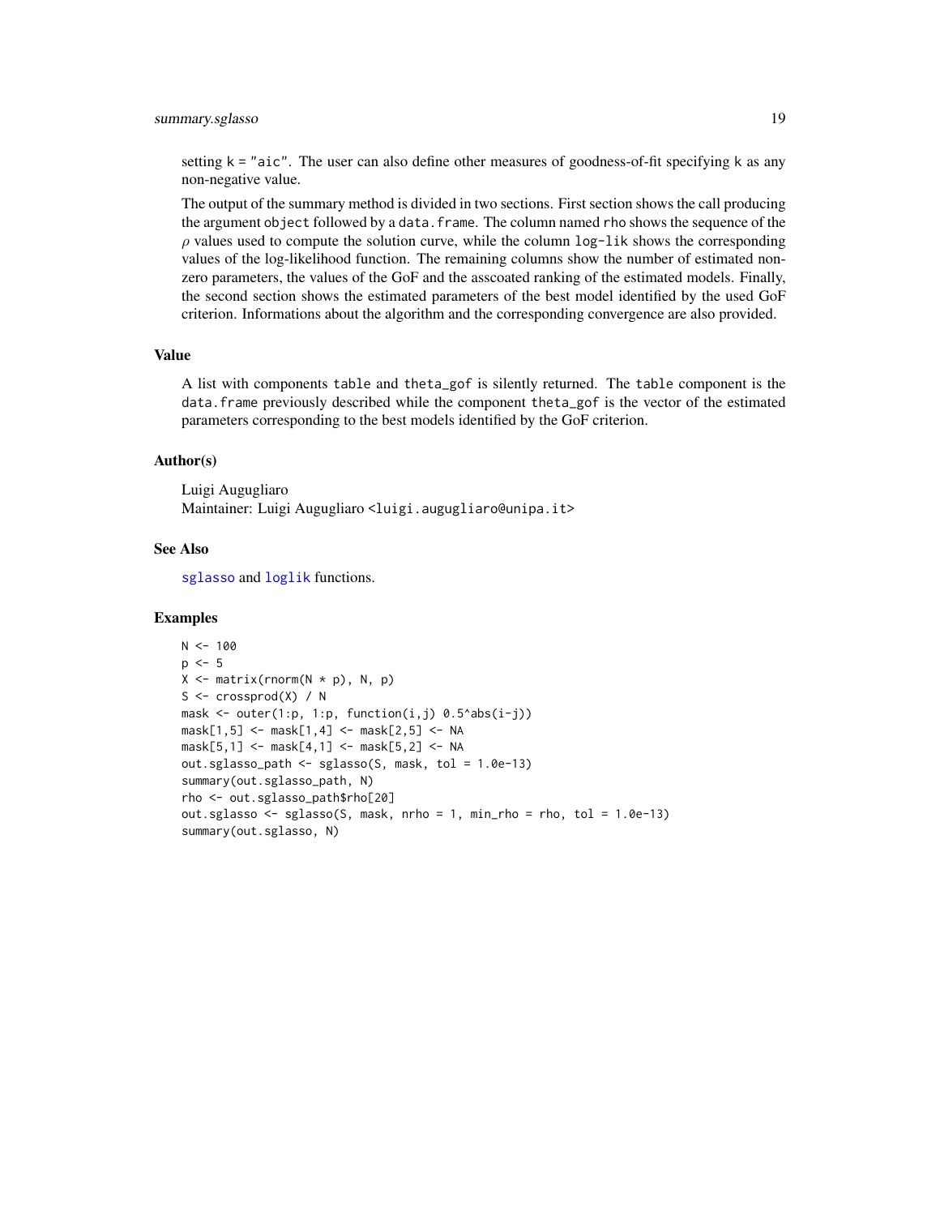setting k = "aic". The user can also define other measures of goodness-of-fit specifying k as any non-negative value.

The output of the summary method is divided in two sections. First section shows the call producing the argument object followed by a data.frame. The column named rho shows the sequence of the $\rho$ values used to compute the solution curve, while the column log-lik shows the corresponding values of the log-likelihood function. The remaining columns show the number of estimated non-zero parameters, the values of the GoF and the asscoated ranking of the estimated models. Finally, the second section shows the estimated parameters of the best model identified by the used GoF criterion. Informations about the algorithm and the corresponding convergence are also provided.

## Value

A list with components table and theta_gof is silently returned. The table component is the data.frame previously described while the component theta_gof is the vector of the estimated parameters corresponding to the best models identified by the GoF criterion.

## Author(s)

Luigi Augugliaro
Maintainer: Luigi Augugliaro <luigi.augugliaro@unipa.it>

## See Also

sglasso and loglik functions.

## Examples

```
N <- 100
p <- 5
X <- matrix(rnorm(N * p), N, p)
S <- crossprod(X) / N
mask <- outer(1:p, 1:p, function(i,j) 0.5^abs(i-j))
mask[1,5] <- mask[1,4] <- mask[2,5] <- NA
mask[5,1] <- mask[4,1] <- mask[5,2] <- NA
out.sglasso_path <- sglasso(S, mask, tol = 1.0e-13)
summary(out.sglasso_path, N)
rho <- out.sglasso_path$rho[20]
out.sglasso <- sglasso(S, mask, nrho = 1, min_rho = rho, tol = 1.0e-13)
summary(out.sglasso, N)
```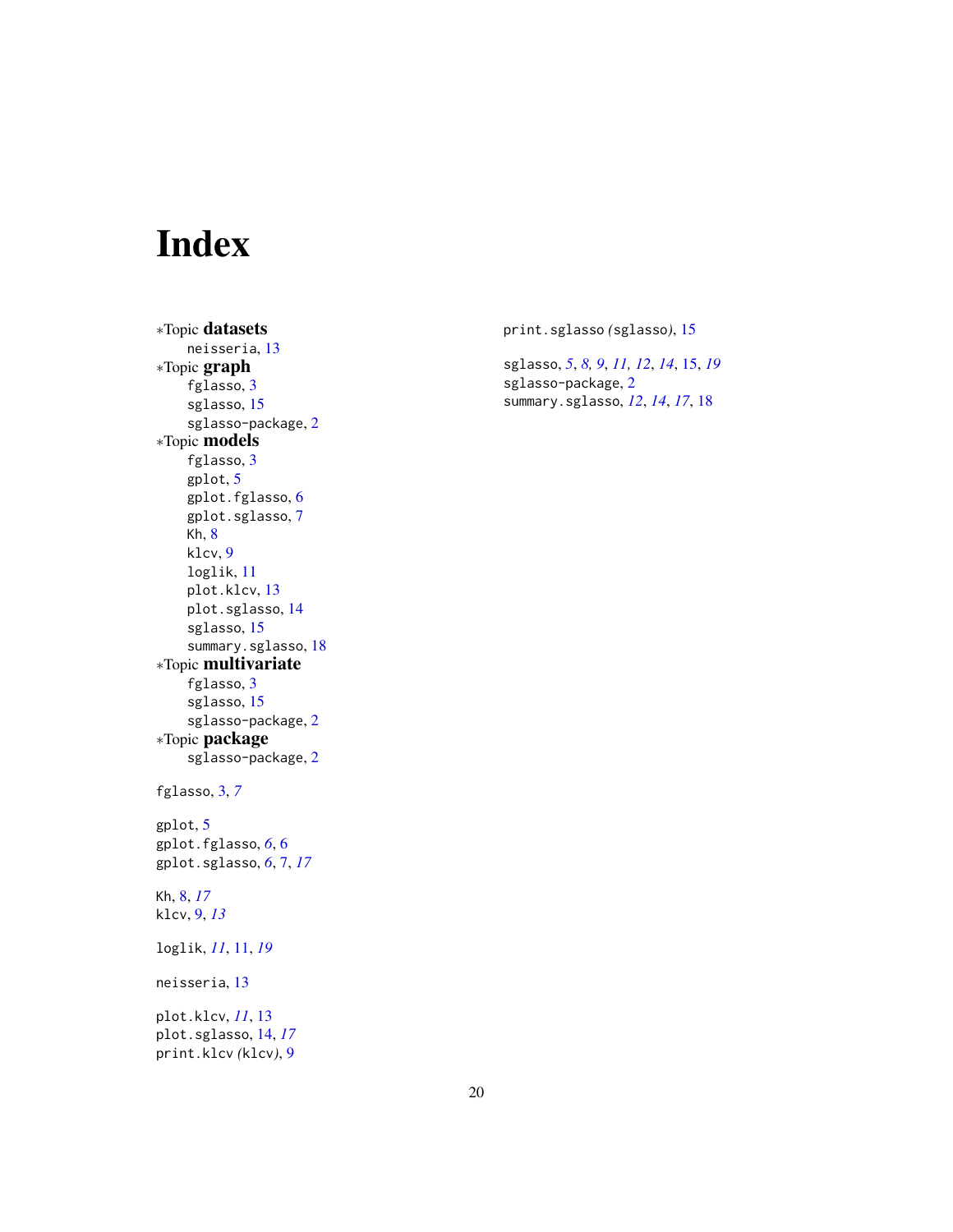# Index

*Topic **datasets**
  neisseria, 13
*Topic **graph**
  fglasso, 3
  sglasso, 15
  sglasso-package, 2
*Topic **models**
  fglasso, 3
  gplot, 5
  gplot.fglasso, 6
  gplot.sglasso, 7
  Kh, 8
  klcv, 9
  loglik, 11
  plot.klcv, 13
  plot.sglasso, 14
  sglasso, 15
  summary.sglasso, 18
*Topic **multivariate**
  fglasso, 3
  sglasso, 15
  sglasso-package, 2
*Topic **package**
  sglasso-package, 2

fglasso, 3, *7*

gplot, 5
gplot.fglasso, *6*, 6
gplot.sglasso, *6*, 7, *17*

Kh, 8, *17*
klcv, 9, *13*

loglik, *11*, 11, *19*

neisseria, 13

plot.klcv, *11*, 13
plot.sglasso, 14, *17*
print.klcv *(*klcv*)*, 9
print.sglasso *(*sglasso*)*, 15

sglasso, *5*, *8*, *9*, *11*, *12*, *14*, 15, *19*
sglasso-package, 2
summary.sglasso, *12*, *14*, *17*, 18